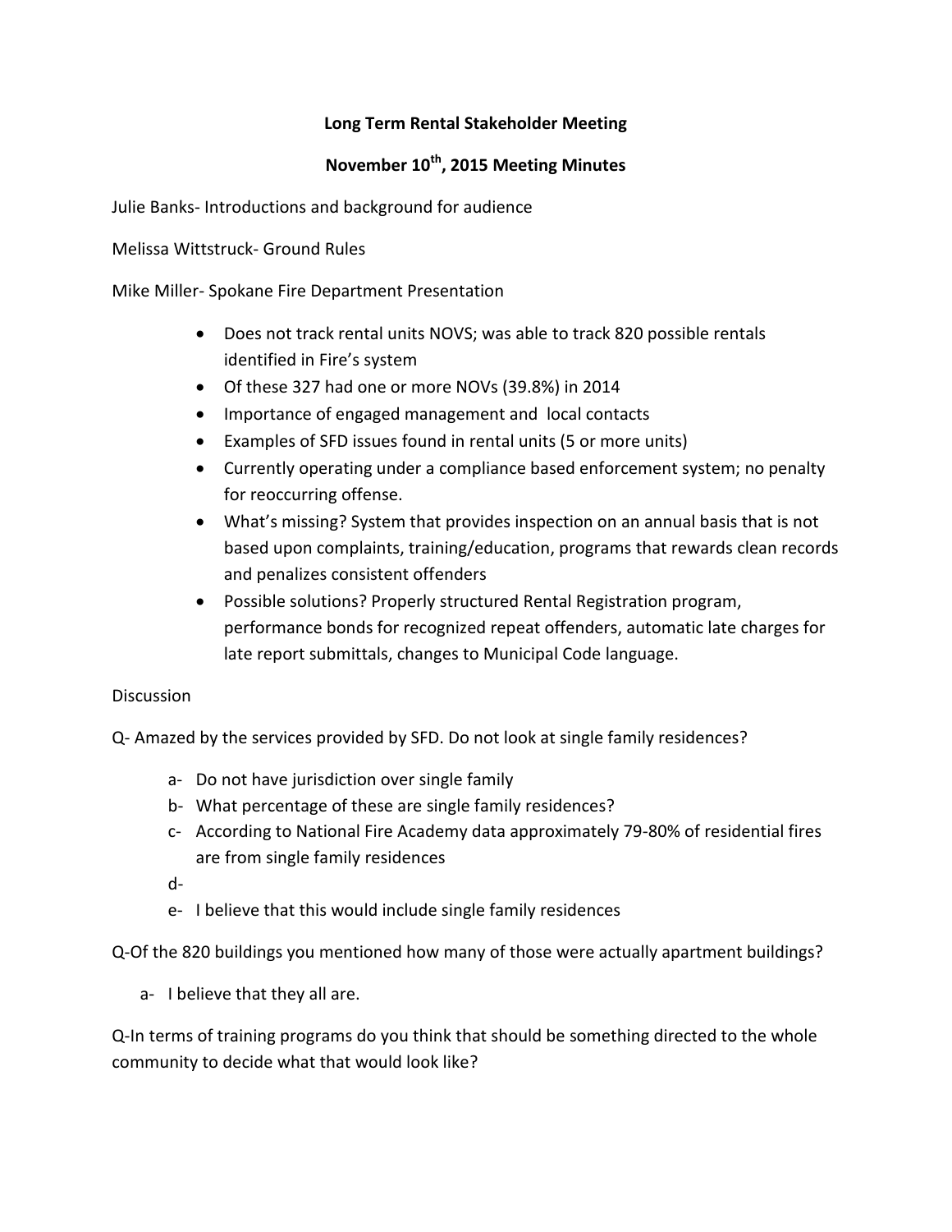**Long Term Rental Stakeholder Meeting**

**November 10th, 2015 Meeting Minutes**

Julie Banks- Introductions and background for audience

Melissa Wittstruck- Ground Rules

Mike Miller- Spokane Fire Department Presentation

- Does not track rental units NOVS; was able to track 820 possible rentals identified in Fire's system
- Of these 327 had one or more NOVs (39.8%) in 2014
- Importance of engaged management and local contacts
- Examples of SFD issues found in rental units (5 or more units)
- Currently operating under a compliance based enforcement system; no penalty for reoccurring offense.
- What's missing? System that provides inspection on an annual basis that is not based upon complaints, training/education, programs that rewards clean records and penalizes consistent offenders
- Possible solutions? Properly structured Rental Registration program, performance bonds for recognized repeat offenders, automatic late charges for late report submittals, changes to Municipal Code language.

Discussion

Q- Amazed by the services provided by SFD. Do not look at single family residences?

a- Do not have jurisdiction over single family
b- What percentage of these are single family residences?
c- According to National Fire Academy data approximately 79-80% of residential fires are from single family residences
d-
e- I believe that this would include single family residences

Q-Of the 820 buildings you mentioned how many of those were actually apartment buildings?

a- I believe that they all are.

Q-In terms of training programs do you think that should be something directed to the whole community to decide what that would look like?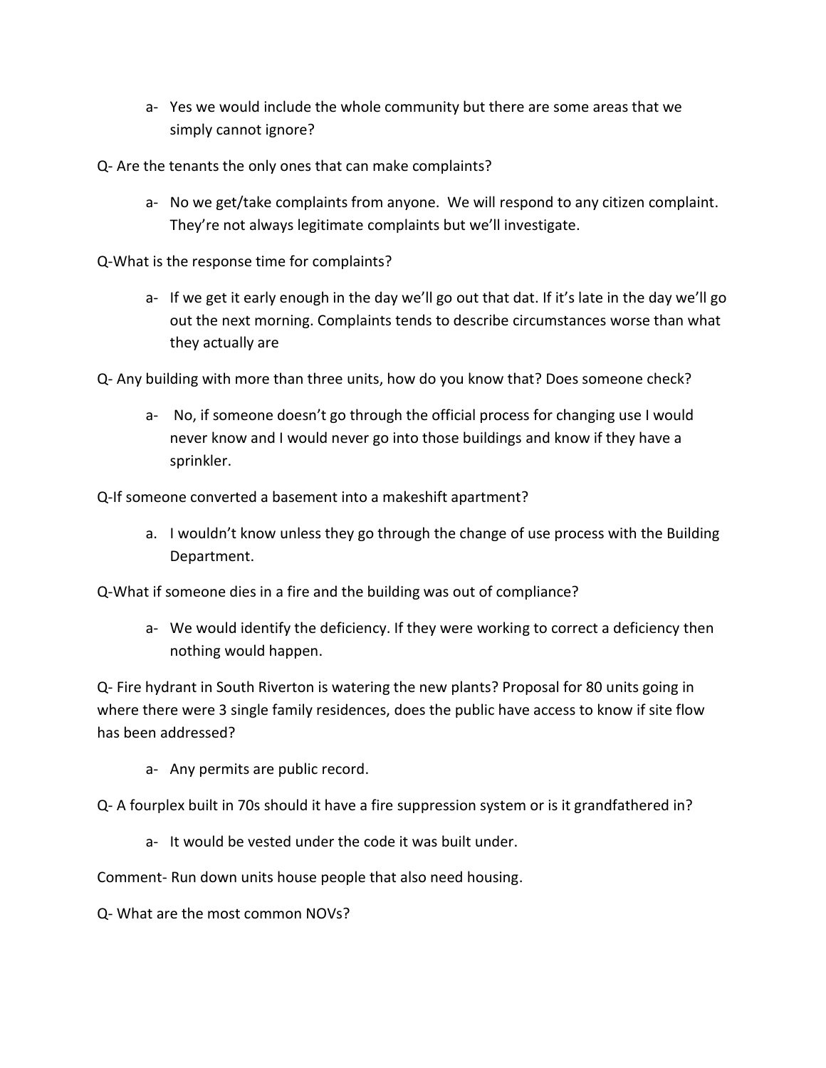- a- Yes we would include the whole community but there are some areas that we simply cannot ignore?

Q- Are the tenants the only ones that can make complaints?

- a- No we get/take complaints from anyone. We will respond to any citizen complaint. They're not always legitimate complaints but we'll investigate.

Q-What is the response time for complaints?

- a- If we get it early enough in the day we'll go out that dat. If it's late in the day we'll go out the next morning. Complaints tends to describe circumstances worse than what they actually are

Q- Any building with more than three units, how do you know that? Does someone check?

- a- No, if someone doesn't go through the official process for changing use I would never know and I would never go into those buildings and know if they have a sprinkler.

Q-If someone converted a basement into a makeshift apartment?

- a. I wouldn't know unless they go through the change of use process with the Building Department.

Q-What if someone dies in a fire and the building was out of compliance?

- a- We would identify the deficiency. If they were working to correct a deficiency then nothing would happen.

Q- Fire hydrant in South Riverton is watering the new plants? Proposal for 80 units going in where there were 3 single family residences, does the public have access to know if site flow has been addressed?

- a- Any permits are public record.

Q- A fourplex built in 70s should it have a fire suppression system or is it grandfathered in?

- a- It would be vested under the code it was built under.

Comment- Run down units house people that also need housing.

Q- What are the most common NOVs?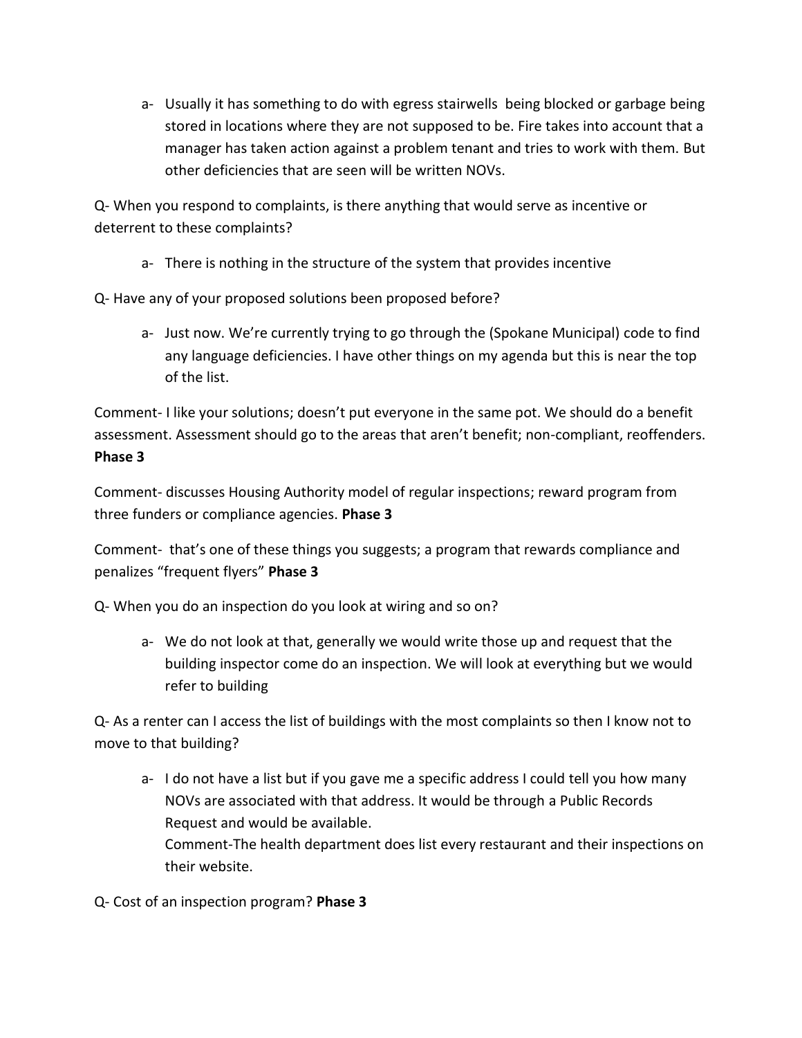a- Usually it has something to do with egress stairwells being blocked or garbage being stored in locations where they are not supposed to be. Fire takes into account that a manager has taken action against a problem tenant and tries to work with them. But other deficiencies that are seen will be written NOVs.

Q- When you respond to complaints, is there anything that would serve as incentive or deterrent to these complaints?

a- There is nothing in the structure of the system that provides incentive

Q- Have any of your proposed solutions been proposed before?

a- Just now. We're currently trying to go through the (Spokane Municipal) code to find any language deficiencies. I have other things on my agenda but this is near the top of the list.

Comment- I like your solutions; doesn't put everyone in the same pot. We should do a benefit assessment. Assessment should go to the areas that aren't benefit; non-compliant, reoffenders. **Phase 3**

Comment- discusses Housing Authority model of regular inspections; reward program from three funders or compliance agencies. **Phase 3**

Comment- that's one of these things you suggests; a program that rewards compliance and penalizes "frequent flyers" **Phase 3**

Q- When you do an inspection do you look at wiring and so on?

a- We do not look at that, generally we would write those up and request that the building inspector come do an inspection. We will look at everything but we would refer to building

Q- As a renter can I access the list of buildings with the most complaints so then I know not to move to that building?

a- I do not have a list but if you gave me a specific address I could tell you how many NOVs are associated with that address. It would be through a Public Records Request and would be available.
Comment-The health department does list every restaurant and their inspections on their website.

Q- Cost of an inspection program? **Phase 3**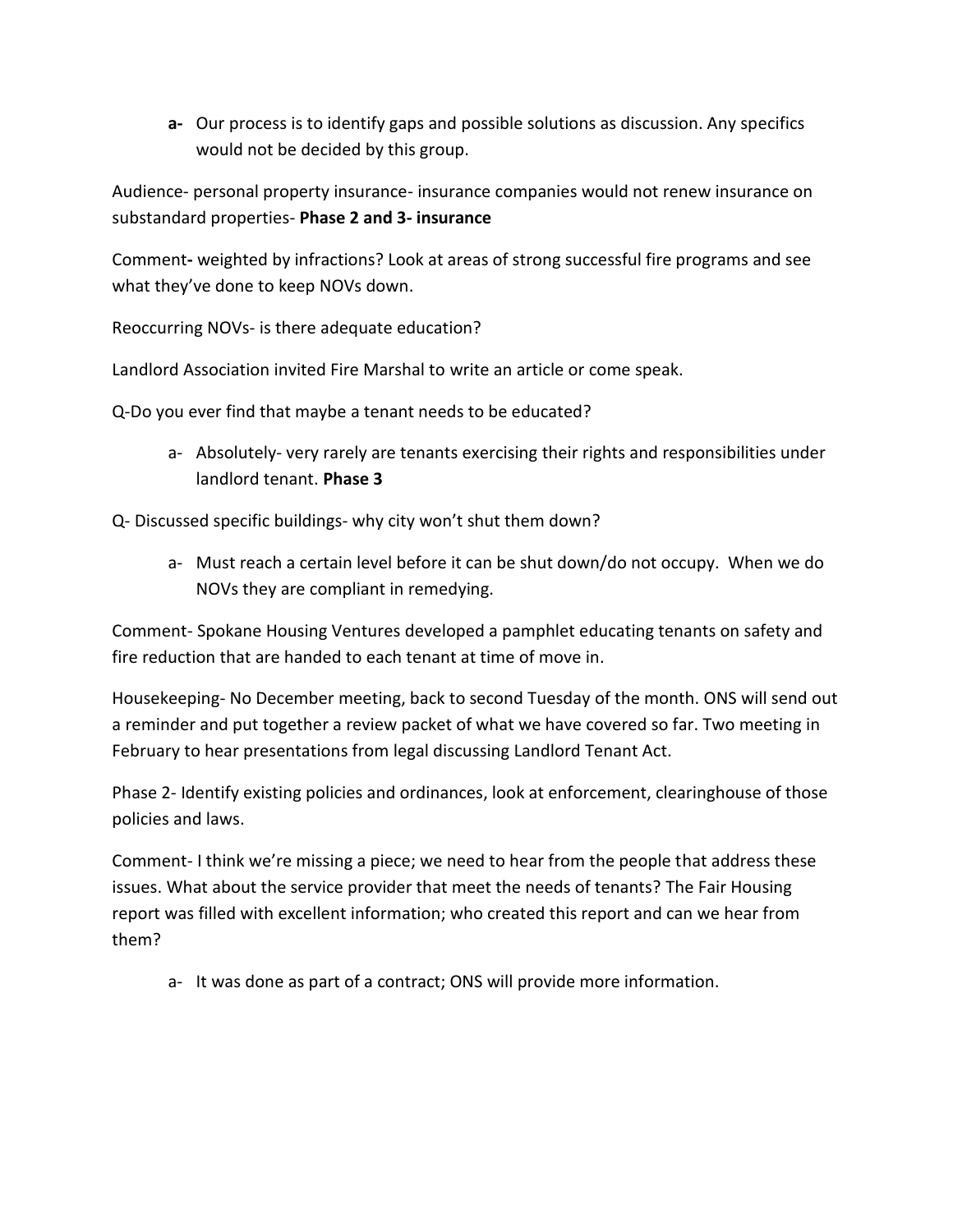- **a-** Our process is to identify gaps and possible solutions as discussion. Any specifics would not be decided by this group.

Audience- personal property insurance- insurance companies would not renew insurance on substandard properties- **Phase 2 and 3- insurance**

Comment**-** weighted by infractions? Look at areas of strong successful fire programs and see what they've done to keep NOVs down.

Reoccurring NOVs- is there adequate education?

Landlord Association invited Fire Marshal to write an article or come speak.

Q-Do you ever find that maybe a tenant needs to be educated?

- a- Absolutely- very rarely are tenants exercising their rights and responsibilities under landlord tenant. **Phase 3**

Q- Discussed specific buildings- why city won't shut them down?

- a- Must reach a certain level before it can be shut down/do not occupy. When we do NOVs they are compliant in remedying.

Comment- Spokane Housing Ventures developed a pamphlet educating tenants on safety and fire reduction that are handed to each tenant at time of move in.

Housekeeping- No December meeting, back to second Tuesday of the month. ONS will send out a reminder and put together a review packet of what we have covered so far. Two meeting in February to hear presentations from legal discussing Landlord Tenant Act.

Phase 2- Identify existing policies and ordinances, look at enforcement, clearinghouse of those policies and laws.

Comment- I think we're missing a piece; we need to hear from the people that address these issues. What about the service provider that meet the needs of tenants? The Fair Housing report was filled with excellent information; who created this report and can we hear from them?

- a- It was done as part of a contract; ONS will provide more information.